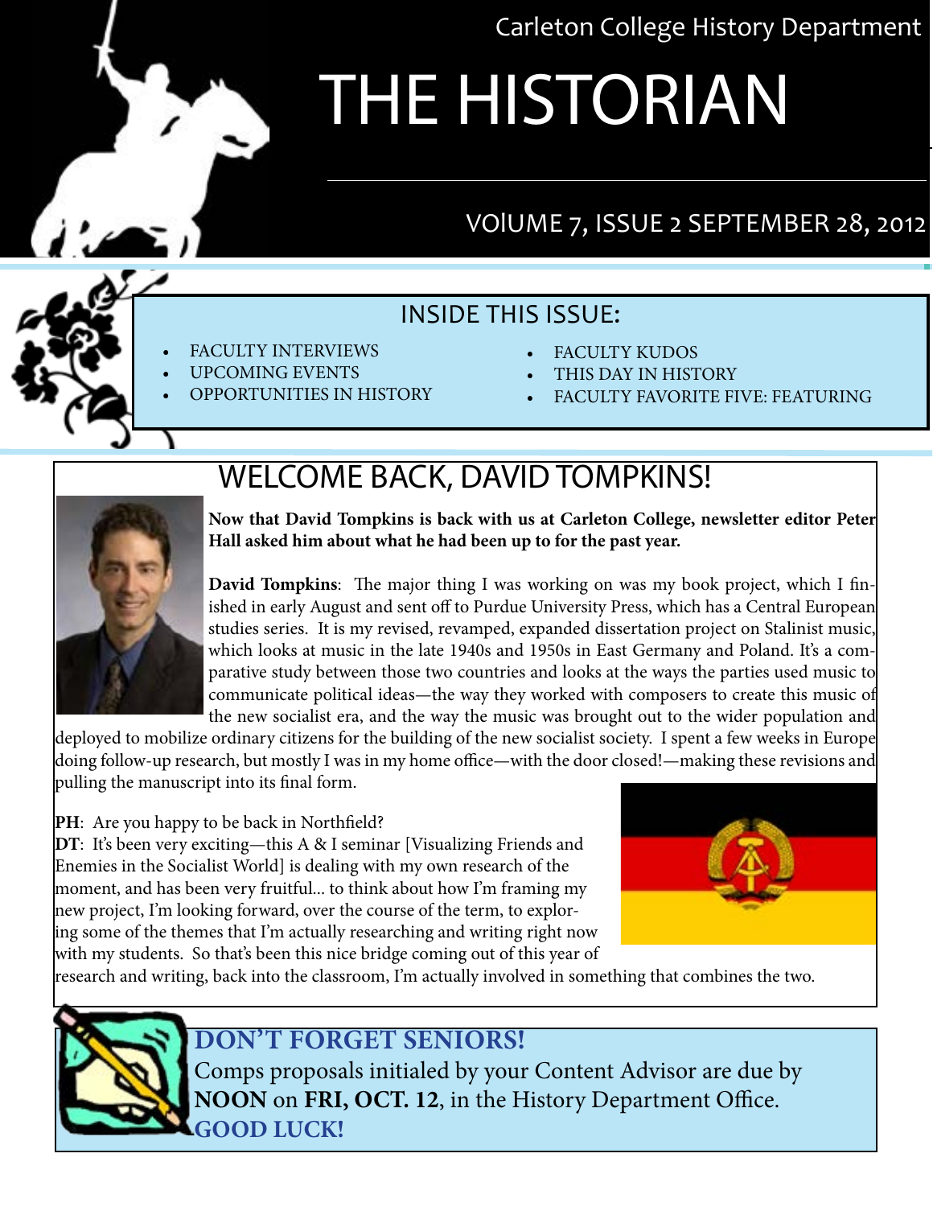Carleton College History Department

# THE HISTORIAN

VOlUME 7, ISSUE 2 SEPTEMBER 28, 2012

## INSIDE THIS ISSUE:

- FACULTY INTERVIEWS
- UPCOMING EVENTS
- OPPORTUNITIES IN HISTORY
- FACULTY KUDOS
- THIS DAY IN HISTORY
- FACULTY FAVORITE FIVE: FEATURING

## WELCOME BACK, DAVID TOMPKINS!

**Now that David Tompkins is back with us at Carleton College, newsletter editor Peter Hall asked him about what he had been up to for the past year.**

**David Tompkins**: The major thing I was working on was my book project, which I finished in early August and sent off to Purdue University Press, which has a Central European studies series. It is my revised, revamped, expanded dissertation project on Stalinist music, which looks at music in the late 1940s and 1950s in East Germany and Poland. It's a comparative study between those two countries and looks at the ways the parties used music to communicate political ideas—the way they worked with composers to create this music of the new socialist era, and the way the music was brought out to the wider population and deployed to mobilize ordinary citizens for the building of the new socialist society. I spent a few weeks in Europe doing follow-up research, but mostly I was in my home office—with the door closed!—making these revisions and pulling the manuscript into its final form.

**PH**: Are you happy to be back in Northfield?
**DT**: It's been very exciting—this A & I seminar [Visualizing Friends and Enemies in the Socialist World] is dealing with my own research of the moment, and has been very fruitful... to think about how I'm framing my new project, I'm looking forward, over the course of the term, to exploring some of the themes that I'm actually researching and writing right now with my students. So that's been this nice bridge coming out of this year of research and writing, back into the classroom, I'm actually involved in something that combines the two.

**DON'T FORGET SENIORS!**
Comps proposals initialed by your Content Advisor are due by **NOON** on **FRI, OCT. 12**, in the History Department Office.
**GOOD LUCK!**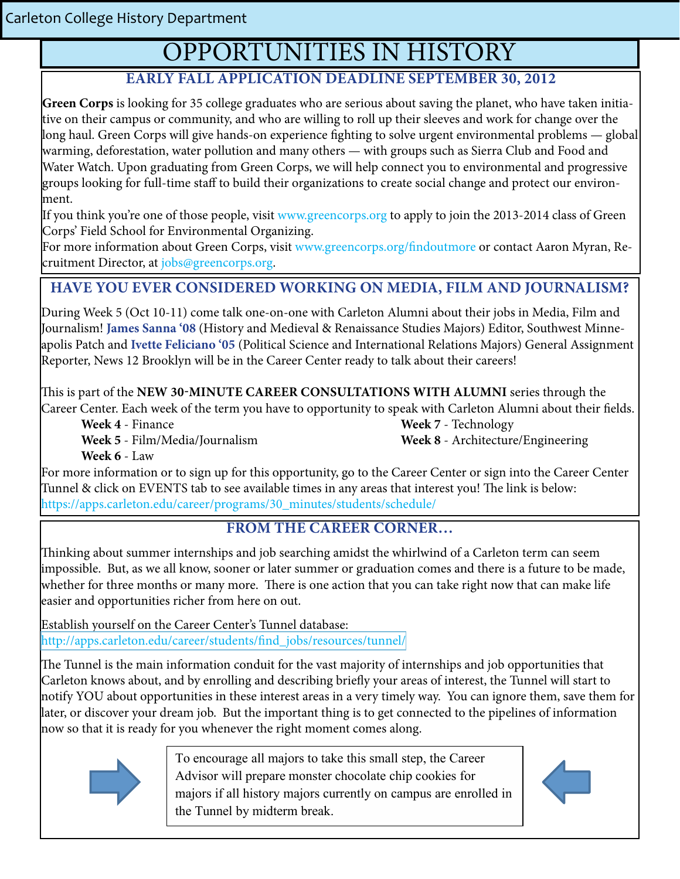# OPPORTUNITIES IN HISTORY

## EARLY FALL APPLICATION DEADLINE SEPTEMBER 30, 2012

**Green Corps** is looking for 35 college graduates who are serious about saving the planet, who have taken initiative on their campus or community, and who are willing to roll up their sleeves and work for change over the long haul. Green Corps will give hands-on experience fighting to solve urgent environmental problems — global warming, deforestation, water pollution and many others — with groups such as Sierra Club and Food and Water Watch. Upon graduating from Green Corps, we will help connect you to environmental and progressive groups looking for full-time staff to build their organizations to create social change and protect our environment.

If you think you're one of those people, visit www.greencorps.org to apply to join the 2013-2014 class of Green Corps' Field School for Environmental Organizing.

For more information about Green Corps, visit www.greencorps.org/findoutmore or contact Aaron Myran, Recruitment Director, at jobs@greencorps.org.

## HAVE YOU EVER CONSIDERED WORKING ON MEDIA, FILM AND JOURNALISM?

During Week 5 (Oct 10-11) come talk one-on-one with Carleton Alumni about their jobs in Media, Film and Journalism! **James Sanna '08** (History and Medieval & Renaissance Studies Majors) Editor, Southwest Minneapolis Patch and **Ivette Feliciano '05** (Political Science and International Relations Majors) General Assignment Reporter, News 12 Brooklyn will be in the Career Center ready to talk about their careers!

This is part of the **NEW 30-MINUTE CAREER CONSULTATIONS WITH ALUMNI** series through the Career Center. Each week of the term you have to opportunity to speak with Carleton Alumni about their fields.

- **Week 4** - Finance
- **Week 5** - Film/Media/Journalism
- **Week 6** - Law
- **Week 7** - Technology
- **Week 8** - Architecture/Engineering

For more information or to sign up for this opportunity, go to the Career Center or sign into the Career Center Tunnel & click on EVENTS tab to see available times in any areas that interest you! The link is below: https://apps.carleton.edu/career/programs/30_minutes/students/schedule/

## FROM THE CAREER CORNER…

Thinking about summer internships and job searching amidst the whirlwind of a Carleton term can seem impossible. But, as we all know, sooner or later summer or graduation comes and there is a future to be made, whether for three months or many more. There is one action that you can take right now that can make life easier and opportunities richer from here on out.

Establish yourself on the Career Center's Tunnel database:
http://apps.carleton.edu/career/students/find_jobs/resources/tunnel/

The Tunnel is the main information conduit for the vast majority of internships and job opportunities that Carleton knows about, and by enrolling and describing briefly your areas of interest, the Tunnel will start to notify YOU about opportunities in these interest areas in a very timely way. You can ignore them, save them for later, or discover your dream job. But the important thing is to get connected to the pipelines of information now so that it is ready for you whenever the right moment comes along.

To encourage all majors to take this small step, the Career Advisor will prepare monster chocolate chip cookies for majors if all history majors currently on campus are enrolled in the Tunnel by midterm break.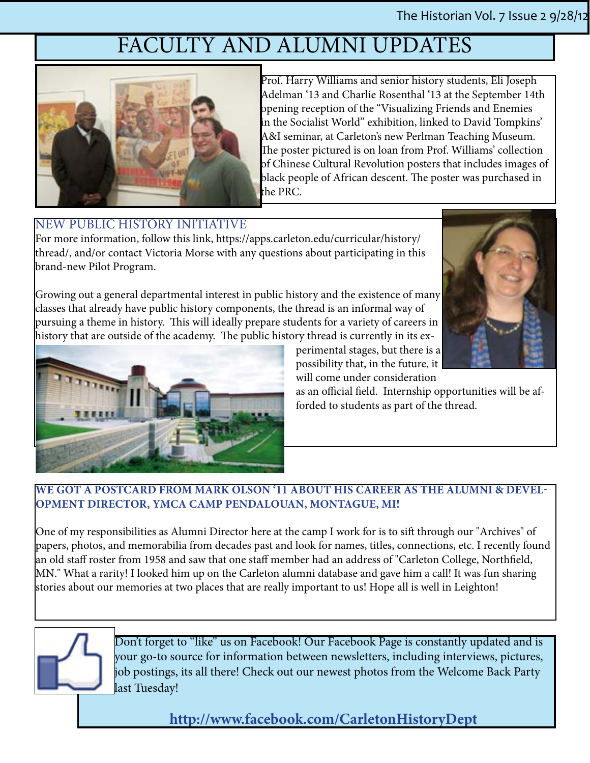# FACULTY AND ALUMNI UPDATES

Prof. Harry Williams and senior history students, Eli Joseph Adelman '13 and Charlie Rosenthal '13 at the September 14th opening reception of the "Visualizing Friends and Enemies in the Socialist World" exhibition, linked to David Tompkins' A&I seminar, at Carleton's new Perlman Teaching Museum. The poster pictured is on loan from Prof. Williams' collection of Chinese Cultural Revolution posters that includes images of black people of African descent. The poster was purchased in the PRC.

## NEW PUBLIC HISTORY INITIATIVE

For more information, follow this link, https://apps.carleton.edu/curricular/history/thread/, and/or contact Victoria Morse with any questions about participating in this brand-new Pilot Program.

Growing out a general departmental interest in public history and the existence of many classes that already have public history components, the thread is an informal way of pursuing a theme in history. This will ideally prepare students for a variety of careers in history that are outside of the academy. The public history thread is currently in its experimental stages, but there is a possibility that, in the future, it will come under consideration as an official field. Internship opportunities will be afforded to students as part of the thread.

## WE GOT A POSTCARD FROM MARK OLSON '11 ABOUT HIS CAREER AS THE ALUMNI & DEVELOPMENT DIRECTOR, YMCA CAMP PENDALOUAN, MONTAGUE, MI!

One of my responsibilities as Alumni Director here at the camp I work for is to sift through our "Archives" of papers, photos, and memorabilia from decades past and look for names, titles, connections, etc. I recently found an old staff roster from 1958 and saw that one staff member had an address of "Carleton College, Northfield, MN." What a rarity! I looked him up on the Carleton alumni database and gave him a call! It was fun sharing stories about our memories at two places that are really important to us! Hope all is well in Leighton!

Don't forget to "like" us on Facebook! Our Facebook Page is constantly updated and is your go-to source for information between newsletters, including interviews, pictures, job postings, its all there! Check out our newest photos from the Welcome Back Party last Tuesday!

**http://www.facebook.com/CarletonHistoryDept**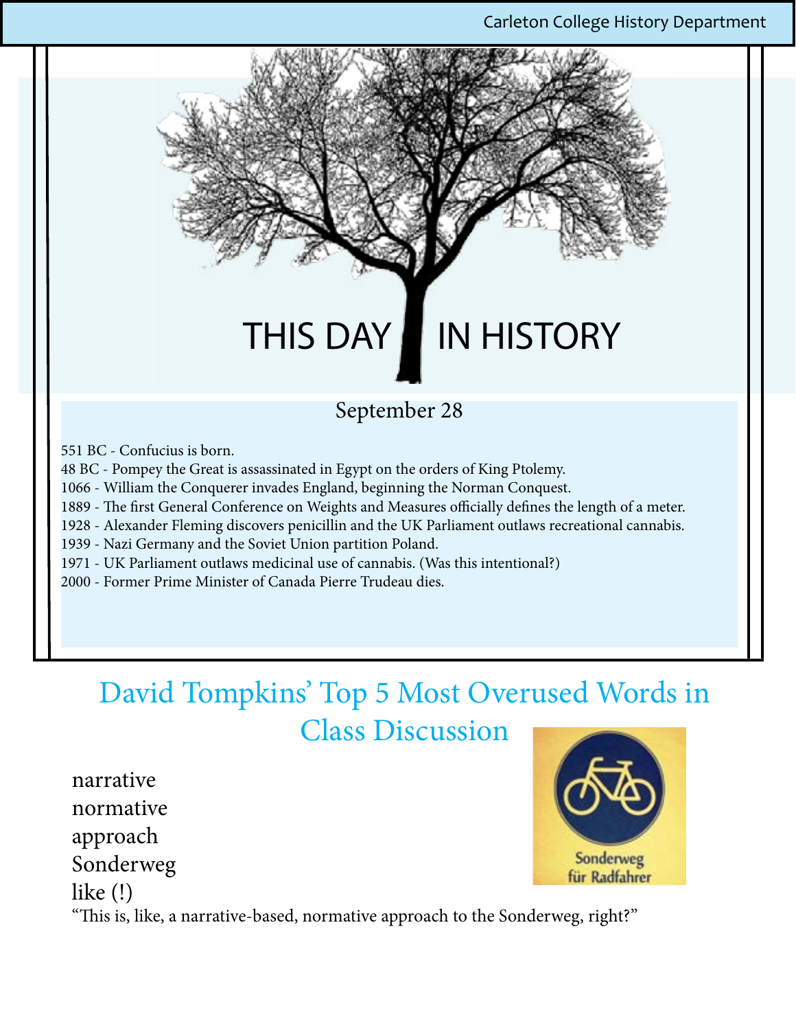# THIS DAY IN HISTORY

## September 28

551 BC - Confucius is born.
48 BC - Pompey the Great is assassinated in Egypt on the orders of King Ptolemy.
1066 - William the Conquerer invades England, beginning the Norman Conquest.
1889 - The first General Conference on Weights and Measures officially defines the length of a meter.
1928 - Alexander Fleming discovers penicillin and the UK Parliament outlaws recreational cannabis.
1939 - Nazi Germany and the Soviet Union partition Poland.
1971 - UK Parliament outlaws medicinal use of cannabis. (Was this intentional?)
2000 - Former Prime Minister of Canada Pierre Trudeau dies.

## David Tompkins' Top 5 Most Overused Words in Class Discussion

narrative
normative
approach
Sonderweg
like (!)

"This is, like, a narrative-based, normative approach to the Sonderweg, right?"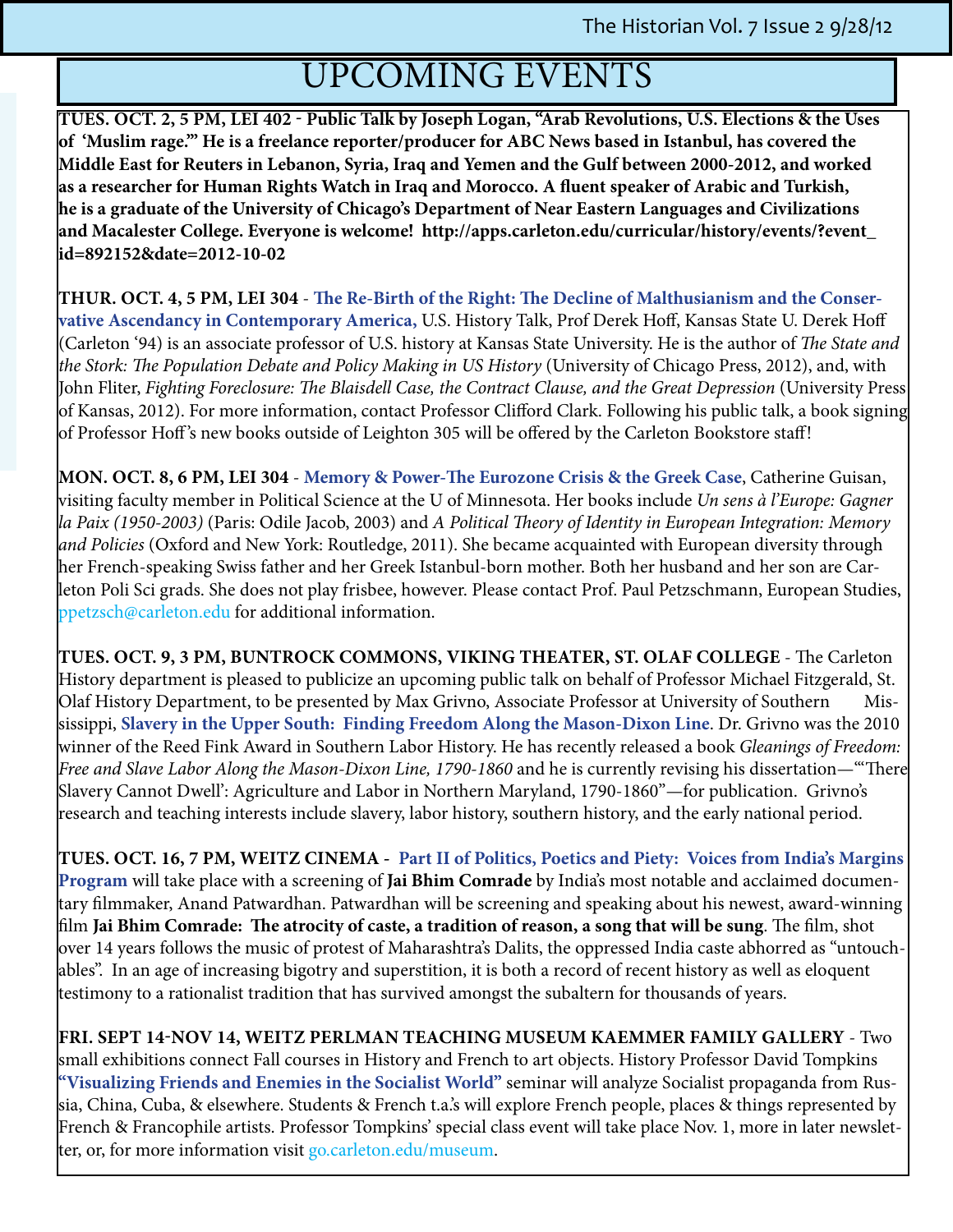# UPCOMING EVENTS

**TUES. OCT. 2, 5 PM, LEI 402 - Public Talk by Joseph Logan, "Arab Revolutions, U.S. Elections & the Uses of 'Muslim rage.'" He is a freelance reporter/producer for ABC News based in Istanbul, has covered the Middle East for Reuters in Lebanon, Syria, Iraq and Yemen and the Gulf between 2000-2012, and worked as a researcher for Human Rights Watch in Iraq and Morocco. A fluent speaker of Arabic and Turkish, he is a graduate of the University of Chicago's Department of Near Eastern Languages and Civilizations and Macalester College. Everyone is welcome! http://apps.carleton.edu/curricular/history/events/?event_id=892152&date=2012-10-02**

**THUR. OCT. 4, 5 PM, LEI 304** - **The Re-Birth of the Right: The Decline of Malthusianism and the Conservative Ascendancy in Contemporary America,** U.S. History Talk, Prof Derek Hoff, Kansas State U. Derek Hoff (Carleton '94) is an associate professor of U.S. history at Kansas State University. He is the author of *The State and the Stork: The Population Debate and Policy Making in US History* (University of Chicago Press, 2012), and, with John Fliter, *Fighting Foreclosure: The Blaisdell Case, the Contract Clause, and the Great Depression* (University Press of Kansas, 2012). For more information, contact Professor Clifford Clark. Following his public talk, a book signing of Professor Hoff's new books outside of Leighton 305 will be offered by the Carleton Bookstore staff!

**MON. OCT. 8, 6 PM, LEI 304** - **Memory & Power-The Eurozone Crisis & the Greek Case**, Catherine Guisan, visiting faculty member in Political Science at the U of Minnesota. Her books include *Un sens à l'Europe: Gagner la Paix (1950-2003)* (Paris: Odile Jacob, 2003) and *A Political Theory of Identity in European Integration: Memory and Policies* (Oxford and New York: Routledge, 2011). She became acquainted with European diversity through her French-speaking Swiss father and her Greek Istanbul-born mother. Both her husband and her son are Carleton Poli Sci grads. She does not play frisbee, however. Please contact Prof. Paul Petzschmann, European Studies, ppetzsch@carleton.edu for additional information.

**TUES. OCT. 9, 3 PM, BUNTROCK COMMONS, VIKING THEATER, ST. OLAF COLLEGE** - The Carleton History department is pleased to publicize an upcoming public talk on behalf of Professor Michael Fitzgerald, St. Olaf History Department, to be presented by Max Grivno, Associate Professor at University of Southern Mississippi, **Slavery in the Upper South: Finding Freedom Along the Mason-Dixon Line**. Dr. Grivno was the 2010 winner of the Reed Fink Award in Southern Labor History. He has recently released a book *Gleanings of Freedom: Free and Slave Labor Along the Mason-Dixon Line, 1790-1860* and he is currently revising his dissertation—"'There Slavery Cannot Dwell': Agriculture and Labor in Northern Maryland, 1790-1860"—for publication. Grivno's research and teaching interests include slavery, labor history, southern history, and the early national period.

**TUES. OCT. 16, 7 PM, WEITZ CINEMA** - **Part II of Politics, Poetics and Piety: Voices from India's Margins Program** will take place with a screening of **Jai Bhim Comrade** by India's most notable and acclaimed documentary filmmaker, Anand Patwardhan. Patwardhan will be screening and speaking about his newest, award-winning film **Jai Bhim Comrade: The atrocity of caste, a tradition of reason, a song that will be sung**. The film, shot over 14 years follows the music of protest of Maharashtra's Dalits, the oppressed India caste abhorred as "untouchables". In an age of increasing bigotry and superstition, it is both a record of recent history as well as eloquent testimony to a rationalist tradition that has survived amongst the subaltern for thousands of years.

**FRI. SEPT 14-NOV 14, WEITZ PERLMAN TEACHING MUSEUM KAEMMER FAMILY GALLERY** - Two small exhibitions connect Fall courses in History and French to art objects. History Professor David Tompkins **"Visualizing Friends and Enemies in the Socialist World"** seminar will analyze Socialist propaganda from Russia, China, Cuba, & elsewhere. Students & French t.a.'s will explore French people, places & things represented by French & Francophile artists. Professor Tompkins' special class event will take place Nov. 1, more in later newsletter, or, for more information visit go.carleton.edu/museum.